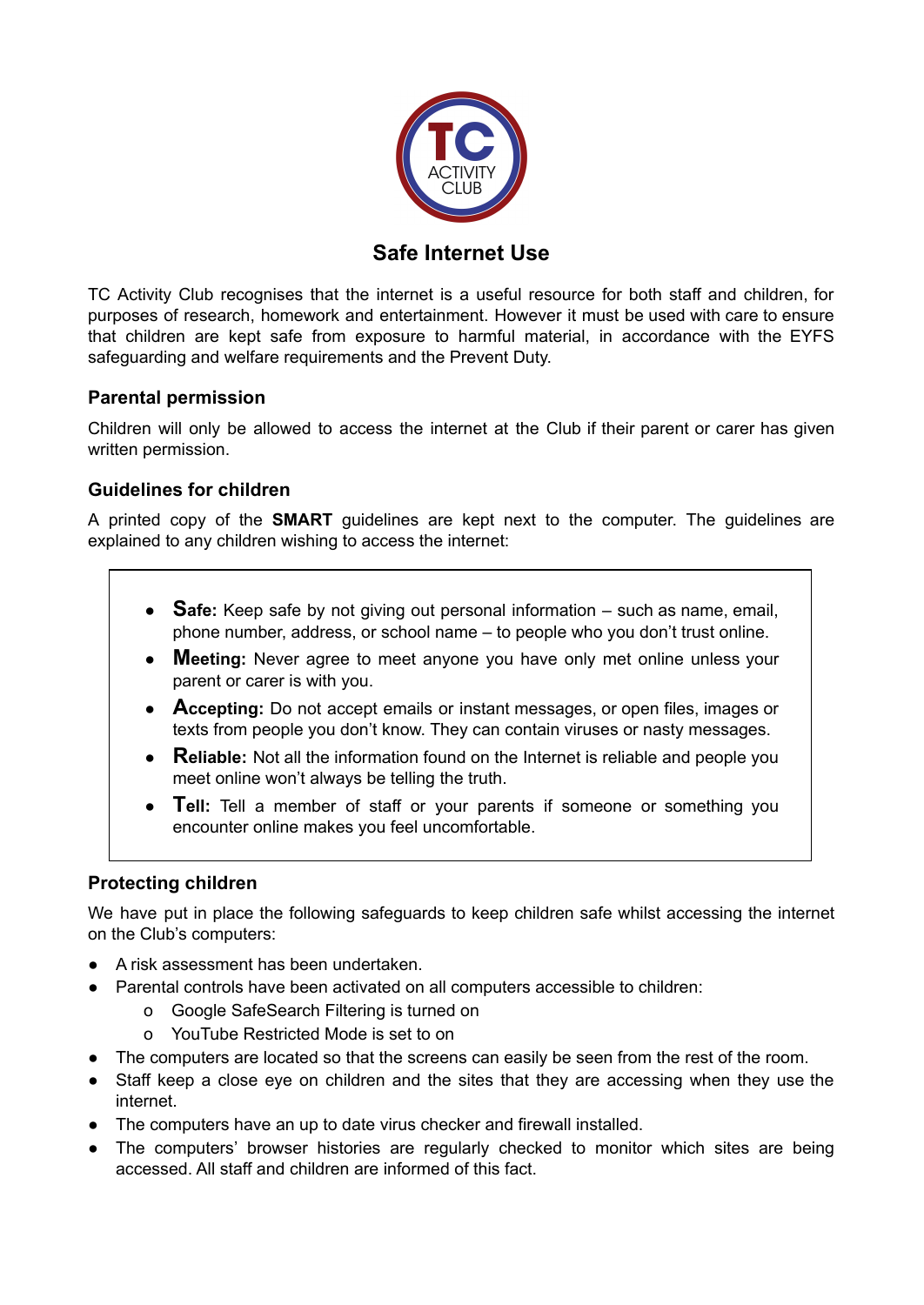# Safe Internet Use

TC Activity Club recognises that the internet is a useful resource for both staff and children, for purposes of research, homework and entertainment. However it must be used with care to ensure that children are kept safe from exposure to harmful material, in accordance with the EYFS safeguarding and welfare requirements and the Prevent Duty.

## Parental permission

Children will only be allowed to access the internet at the Club if their parent or carer has given written permission.

## Guidelines for children

A printed copy of the **SMART** guidelines are kept next to the computer. The guidelines are explained to any children wishing to access the internet:

- **Safe:** Keep safe by not giving out personal information – such as name, email, phone number, address, or school name – to people who you don't trust online.
- **Meeting:** Never agree to meet anyone you have only met online unless your parent or carer is with you.
- **Accepting:** Do not accept emails or instant messages, or open files, images or texts from people you don't know. They can contain viruses or nasty messages.
- **Reliable:** Not all the information found on the Internet is reliable and people you meet online won't always be telling the truth.
- **Tell:** Tell a member of staff or your parents if someone or something you encounter online makes you feel uncomfortable.

## Protecting children

We have put in place the following safeguards to keep children safe whilst accessing the internet on the Club's computers:

- A risk assessment has been undertaken.
- Parental controls have been activated on all computers accessible to children:
  - Google SafeSearch Filtering is turned on
  - YouTube Restricted Mode is set to on
- The computers are located so that the screens can easily be seen from the rest of the room.
- Staff keep a close eye on children and the sites that they are accessing when they use the internet.
- The computers have an up to date virus checker and firewall installed.
- The computers' browser histories are regularly checked to monitor which sites are being accessed. All staff and children are informed of this fact.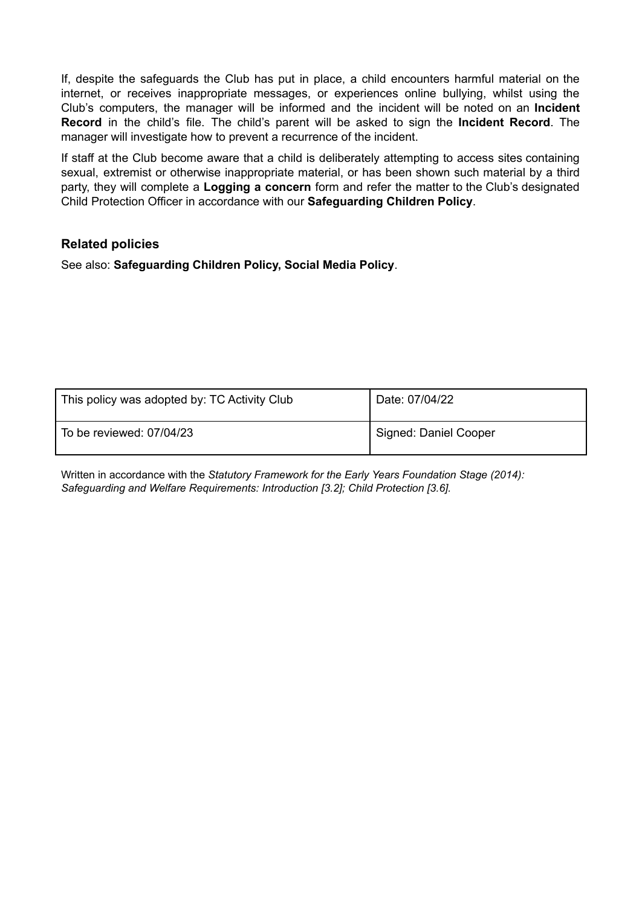If, despite the safeguards the Club has put in place, a child encounters harmful material on the internet, or receives inappropriate messages, or experiences online bullying, whilst using the Club's computers, the manager will be informed and the incident will be noted on an **Incident Record** in the child's file. The child's parent will be asked to sign the **Incident Record**. The manager will investigate how to prevent a recurrence of the incident.

If staff at the Club become aware that a child is deliberately attempting to access sites containing sexual, extremist or otherwise inappropriate material, or has been shown such material by a third party, they will complete a **Logging a concern** form and refer the matter to the Club's designated Child Protection Officer in accordance with our **Safeguarding Children Policy**.

## Related policies

See also: **Safeguarding Children Policy, Social Media Policy**.

| | |
|---|---|
| This policy was adopted by: TC Activity Club | Date: 07/04/22 |
| To be reviewed: 07/04/23 | Signed: Daniel Cooper |

Written in accordance with the *Statutory Framework for the Early Years Foundation Stage (2014): Safeguarding and Welfare Requirements: Introduction [3.2]; Child Protection [3.6].*